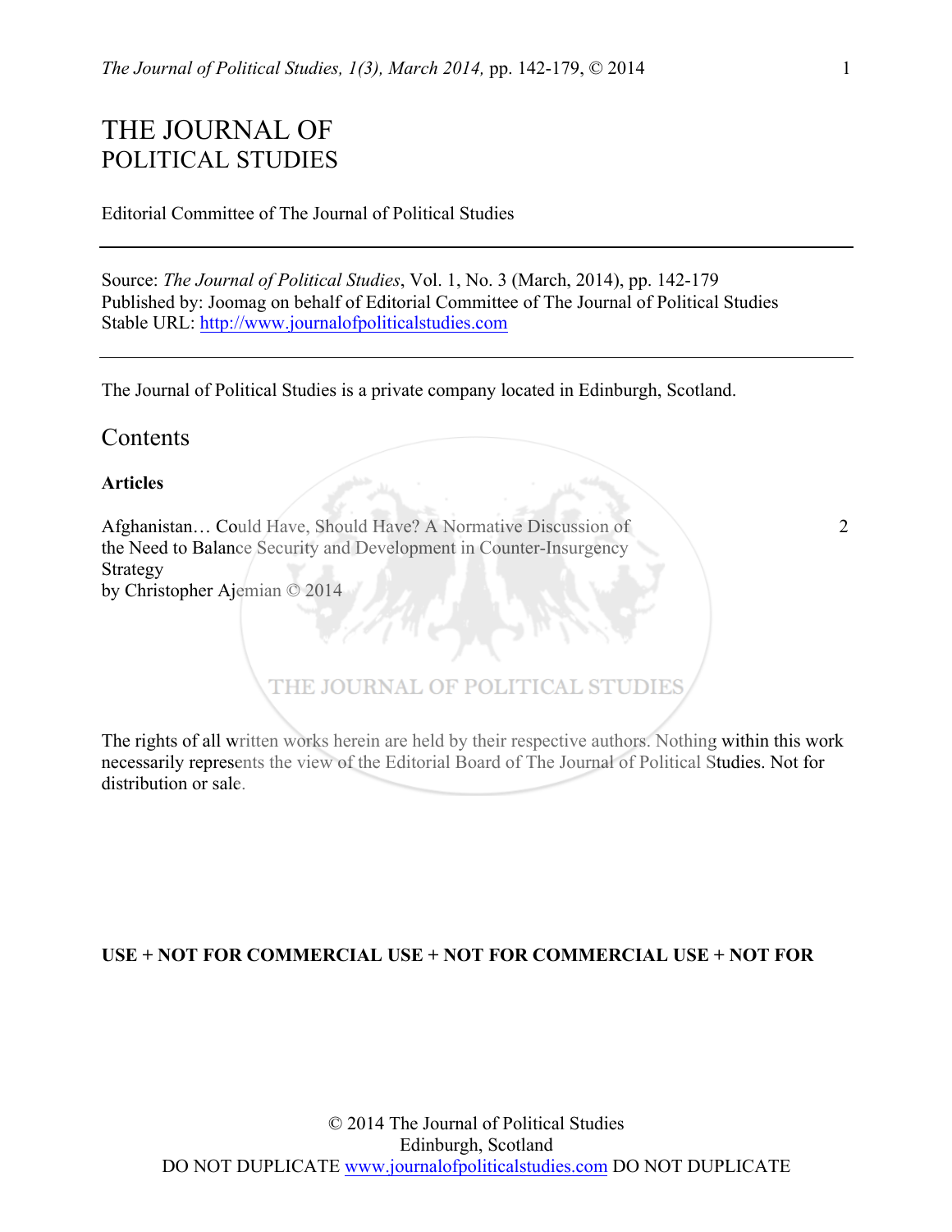# THE JOURNAL OF POLITICAL STUDIES

Editorial Committee of The Journal of Political Studies

---

Source: *The Journal of Political Studies*, Vol. 1, No. 3 (March, 2014), pp. 142-179
Published by: Joomag on behalf of Editorial Committee of The Journal of Political Studies
Stable URL: http://www.journalofpoliticalstudies.com

---

The Journal of Political Studies is a private company located in Edinburgh, Scotland.

## Contents

**Articles**

Afghanistan… Could Have, Should Have? A Normative Discussion of the Need to Balance Security and Development in Counter-Insurgency Strategy
by Christopher Ajemian © 2014 — 2

The rights of all written works herein are held by their respective authors. Nothing within this work necessarily represents the view of the Editorial Board of The Journal of Political Studies. Not for distribution or sale.

**USE + NOT FOR COMMERCIAL USE + NOT FOR COMMERCIAL USE + NOT FOR**

© 2014 The Journal of Political Studies
Edinburgh, Scotland
DO NOT DUPLICATE www.journalofpoliticalstudies.com DO NOT DUPLICATE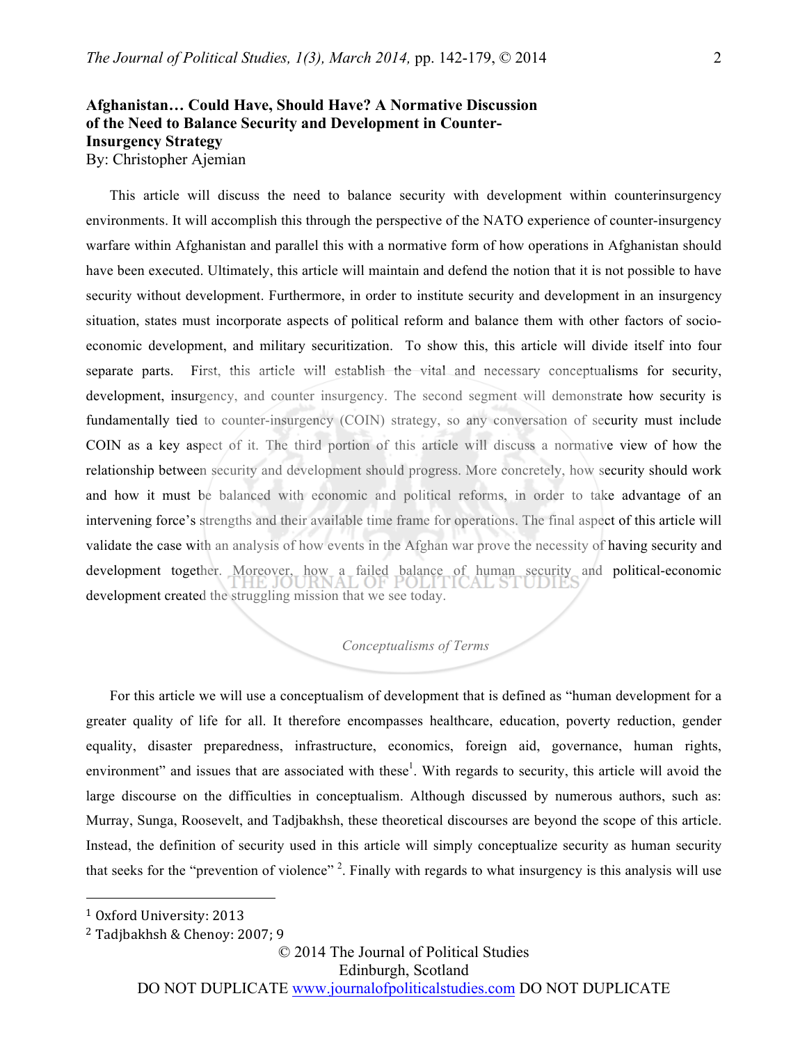**Afghanistan… Could Have, Should Have? A Normative Discussion of the Need to Balance Security and Development in Counter-Insurgency Strategy**

By: Christopher Ajemian

This article will discuss the need to balance security with development within counterinsurgency environments. It will accomplish this through the perspective of the NATO experience of counter-insurgency warfare within Afghanistan and parallel this with a normative form of how operations in Afghanistan should have been executed. Ultimately, this article will maintain and defend the notion that it is not possible to have security without development. Furthermore, in order to institute security and development in an insurgency situation, states must incorporate aspects of political reform and balance them with other factors of socio-economic development, and military securitization. To show this, this article will divide itself into four separate parts. First, this article will establish the vital and necessary conceptualisms for security, development, insurgency, and counter insurgency. The second segment will demonstrate how security is fundamentally tied to counter-insurgency (COIN) strategy, so any conversation of security must include COIN as a key aspect of it. The third portion of this article will discuss a normative view of how the relationship between security and development should progress. More concretely, how security should work and how it must be balanced with economic and political reforms, in order to take advantage of an intervening force's strengths and their available time frame for operations. The final aspect of this article will validate the case with an analysis of how events in the Afghan war prove the necessity of having security and development together. Moreover, how a failed balance of human security and political-economic development created the struggling mission that we see today.

*Conceptualisms of Terms*

For this article we will use a conceptualism of development that is defined as "human development for a greater quality of life for all. It therefore encompasses healthcare, education, poverty reduction, gender equality, disaster preparedness, infrastructure, economics, foreign aid, governance, human rights, environment" and issues that are associated with these[1]. With regards to security, this article will avoid the large discourse on the difficulties in conceptualism. Although discussed by numerous authors, such as: Murray, Sunga, Roosevelt, and Tadjbakhsh, these theoretical discourses are beyond the scope of this article. Instead, the definition of security used in this article will simply conceptualize security as human security that seeks for the "prevention of violence" [2]. Finally with regards to what insurgency is this analysis will use

[1] Oxford University: 2013

[2] Tadjbakhsh & Chenoy: 2007; 9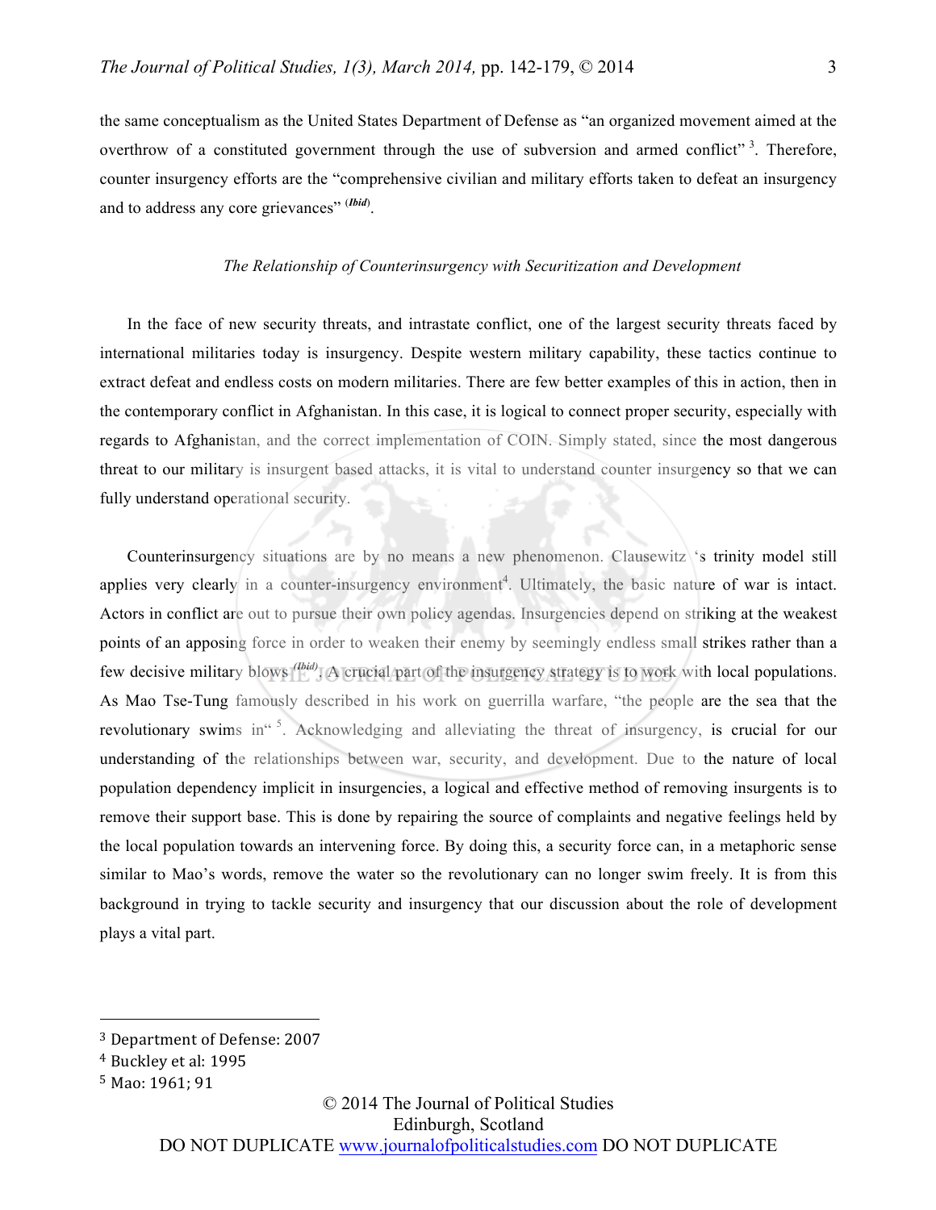the same conceptualism as the United States Department of Defense as "an organized movement aimed at the overthrow of a constituted government through the use of subversion and armed conflict" [3]. Therefore, counter insurgency efforts are the "comprehensive civilian and military efforts taken to defeat an insurgency and to address any core grievances" (*Ibid*).

*The Relationship of Counterinsurgency with Securitization and Development*

In the face of new security threats, and intrastate conflict, one of the largest security threats faced by international militaries today is insurgency. Despite western military capability, these tactics continue to extract defeat and endless costs on modern militaries. There are few better examples of this in action, then in the contemporary conflict in Afghanistan. In this case, it is logical to connect proper security, especially with regards to Afghanistan, and the correct implementation of COIN. Simply stated, since the most dangerous threat to our military is insurgent based attacks, it is vital to understand counter insurgency so that we can fully understand operational security.

Counterinsurgency situations are by no means a new phenomenon. Clausewitz 's trinity model still applies very clearly in a counter-insurgency environment[4]. Ultimately, the basic nature of war is intact. Actors in conflict are out to pursue their own policy agendas. Insurgencies depend on striking at the weakest points of an apposing force in order to weaken their enemy by seemingly endless small strikes rather than a few decisive military blows (*Ibid*). A crucial part of the insurgency strategy is to work with local populations. As Mao Tse-Tung famously described in his work on guerrilla warfare, "the people are the sea that the revolutionary swims in" [5]. Acknowledging and alleviating the threat of insurgency, is crucial for our understanding of the relationships between war, security, and development. Due to the nature of local population dependency implicit in insurgencies, a logical and effective method of removing insurgents is to remove their support base. This is done by repairing the source of complaints and negative feelings held by the local population towards an intervening force. By doing this, a security force can, in a metaphoric sense similar to Mao's words, remove the water so the revolutionary can no longer swim freely. It is from this background in trying to tackle security and insurgency that our discussion about the role of development plays a vital part.

---

[3] Department of Defense: 2007

[4] Buckley et al: 1995

[5] Mao: 1961; 91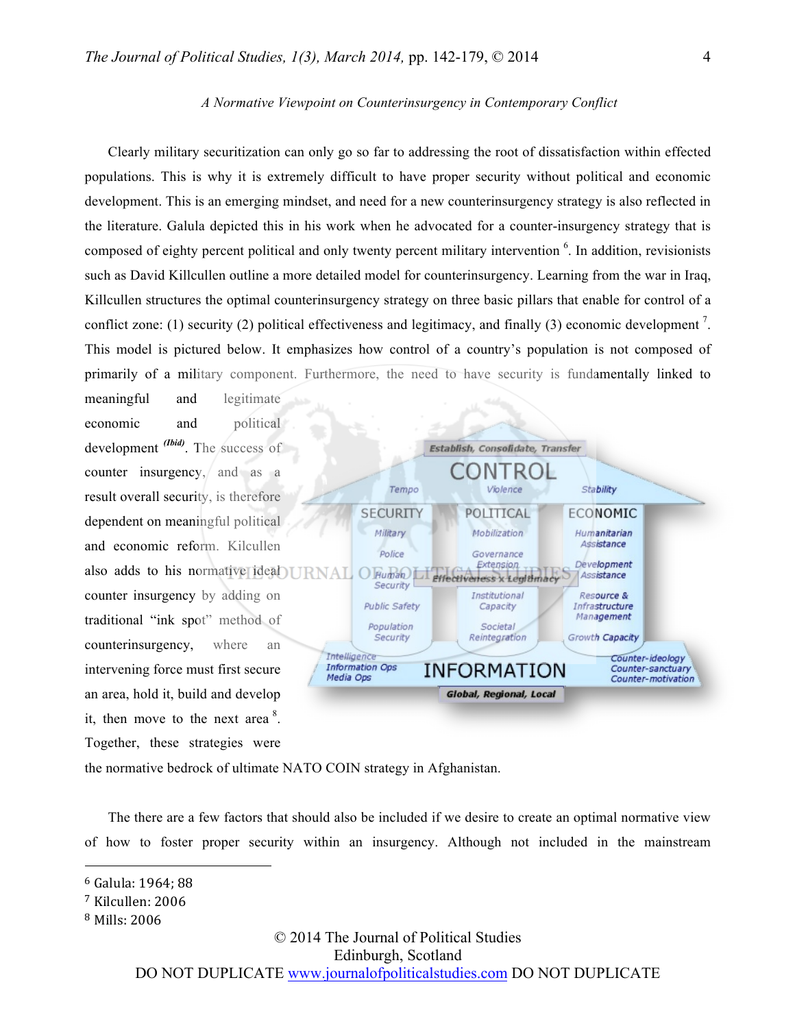Clearly military securitization can only go so far to addressing the root of dissatisfaction within effected populations. This is why it is extremely difficult to have proper security without political and economic development. This is an emerging mindset, and need for a new counterinsurgency strategy is also reflected in the literature. Galula depicted this in his work when he advocated for a counter-insurgency strategy that is composed of eighty percent political and only twenty percent military intervention [6]. In addition, revisionists such as David Killcullen outline a more detailed model for counterinsurgency. Learning from the war in Iraq, Killcullen structures the optimal counterinsurgency strategy on three basic pillars that enable for control of a conflict zone: (1) security (2) political effectiveness and legitimacy, and finally (3) economic development [7]. This model is pictured below. It emphasizes how control of a country's population is not composed of primarily of a military component. Furthermore, the need to have security is fundamentally linked to meaningful and legitimate economic and political development [(Ibid)]. The success of counter insurgency, and as a result overall security, is therefore dependent on meaningful political and economic reform. Kilcullen also adds to his normative ideal counter insurgency by adding on traditional "ink spot" method of counterinsurgency, where an intervening force must first secure an area, hold it, build and develop it, then move to the next area [8]. Together, these strategies were the normative bedrock of ultimate NATO COIN strategy in Afghanistan.

The there are a few factors that should also be included if we desire to create an optimal normative view of how to foster proper security within an insurgency. Although not included in the mainstream

---

[6] Galula: 1964; 88

[7] Kilcullen: 2006

[8] Mills: 2006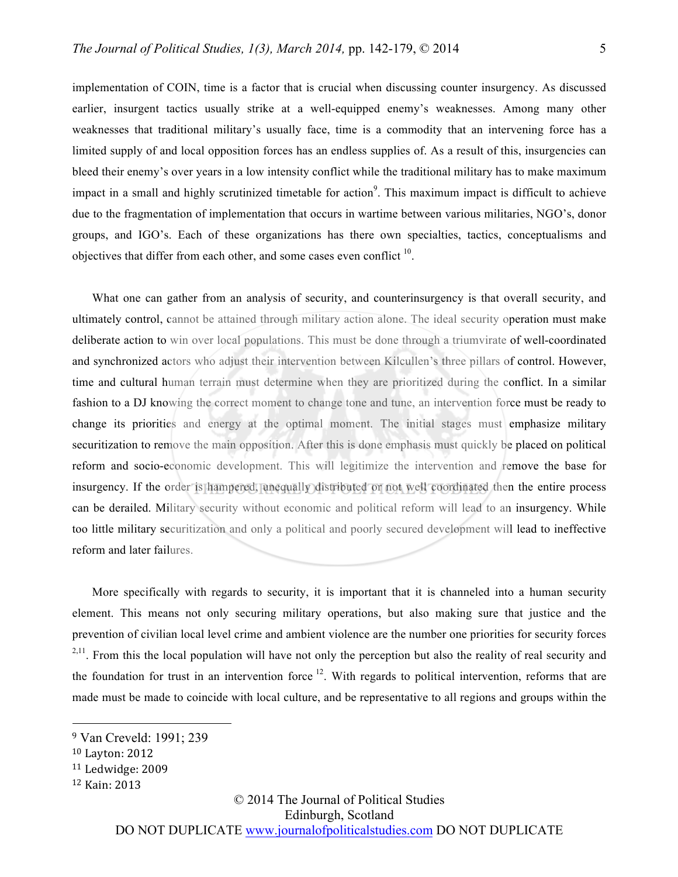implementation of COIN, time is a factor that is crucial when discussing counter insurgency. As discussed earlier, insurgent tactics usually strike at a well-equipped enemy's weaknesses. Among many other weaknesses that traditional military's usually face, time is a commodity that an intervening force has a limited supply of and local opposition forces has an endless supplies of. As a result of this, insurgencies can bleed their enemy's over years in a low intensity conflict while the traditional military has to make maximum impact in a small and highly scrutinized timetable for action[9]. This maximum impact is difficult to achieve due to the fragmentation of implementation that occurs in wartime between various militaries, NGO's, donor groups, and IGO's. Each of these organizations has there own specialties, tactics, conceptualisms and objectives that differ from each other, and some cases even conflict [10].

What one can gather from an analysis of security, and counterinsurgency is that overall security, and ultimately control, cannot be attained through military action alone. The ideal security operation must make deliberate action to win over local populations. This must be done through a triumvirate of well-coordinated and synchronized actors who adjust their intervention between Kilcullen's three pillars of control. However, time and cultural human terrain must determine when they are prioritized during the conflict. In a similar fashion to a DJ knowing the correct moment to change tone and tune, an intervention force must be ready to change its priorities and energy at the optimal moment. The initial stages must emphasize military securitization to remove the main opposition. After this is done emphasis must quickly be placed on political reform and socio-economic development. This will legitimize the intervention and remove the base for insurgency. If the order is hampered, unequally distributed or not well coordinated then the entire process can be derailed. Military security without economic and political reform will lead to an insurgency. While too little military securitization and only a political and poorly secured development will lead to ineffective reform and later failures.

More specifically with regards to security, it is important that it is channeled into a human security element. This means not only securing military operations, but also making sure that justice and the prevention of civilian local level crime and ambient violence are the number one priorities for security forces [2,11]. From this the local population will have not only the perception but also the reality of real security and the foundation for trust in an intervention force [12]. With regards to political intervention, reforms that are made must be made to coincide with local culture, and be representative to all regions and groups within the

---

[9] Van Creveld: 1991; 239

[10] Layton: 2012

[11] Ledwidge: 2009

[12] Kain: 2013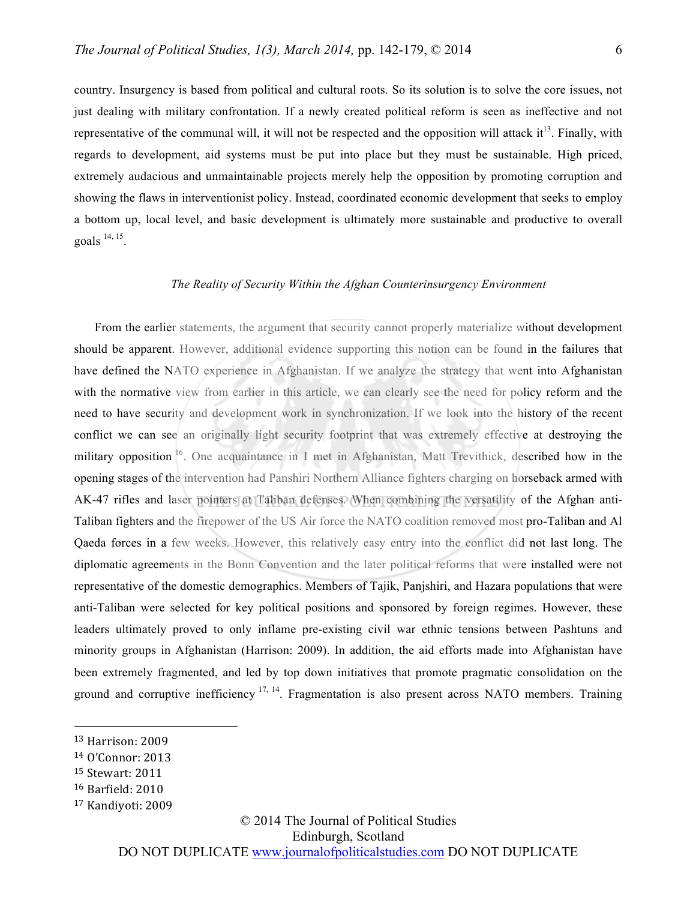country. Insurgency is based from political and cultural roots. So its solution is to solve the core issues, not just dealing with military confrontation. If a newly created political reform is seen as ineffective and not representative of the communal will, it will not be respected and the opposition will attack it[13]. Finally, with regards to development, aid systems must be put into place but they must be sustainable. High priced, extremely audacious and unmaintainable projects merely help the opposition by promoting corruption and showing the flaws in interventionist policy. Instead, coordinated economic development that seeks to employ a bottom up, local level, and basic development is ultimately more sustainable and productive to overall goals [14, 15].

*The Reality of Security Within the Afghan Counterinsurgency Environment*

From the earlier statements, the argument that security cannot properly materialize without development should be apparent. However, additional evidence supporting this notion can be found in the failures that have defined the NATO experience in Afghanistan. If we analyze the strategy that went into Afghanistan with the normative view from earlier in this article, we can clearly see the need for policy reform and the need to have security and development work in synchronization. If we look into the history of the recent conflict we can see an originally light security footprint that was extremely effective at destroying the military opposition [16]. One acquaintance in I met in Afghanistan, Matt Trevithick, described how in the opening stages of the intervention had Panshiri Northern Alliance fighters charging on horseback armed with AK-47 rifles and laser pointers at Taliban defenses. When combining the versatility of the Afghan anti-Taliban fighters and the firepower of the US Air force the NATO coalition removed most pro-Taliban and Al Qaeda forces in a few weeks. However, this relatively easy entry into the conflict did not last long. The diplomatic agreements in the Bonn Convention and the later political reforms that were installed were not representative of the domestic demographics. Members of Tajik, Panjshiri, and Hazara populations that were anti-Taliban were selected for key political positions and sponsored by foreign regimes. However, these leaders ultimately proved to only inflame pre-existing civil war ethnic tensions between Pashtuns and minority groups in Afghanistan (Harrison: 2009). In addition, the aid efforts made into Afghanistan have been extremely fragmented, and led by top down initiatives that promote pragmatic consolidation on the ground and corruptive inefficiency [17, 14]. Fragmentation is also present across NATO members. Training

---

[13] Harrison: 2009
[14] O'Connor: 2013
[15] Stewart: 2011
[16] Barfield: 2010
[17] Kandiyoti: 2009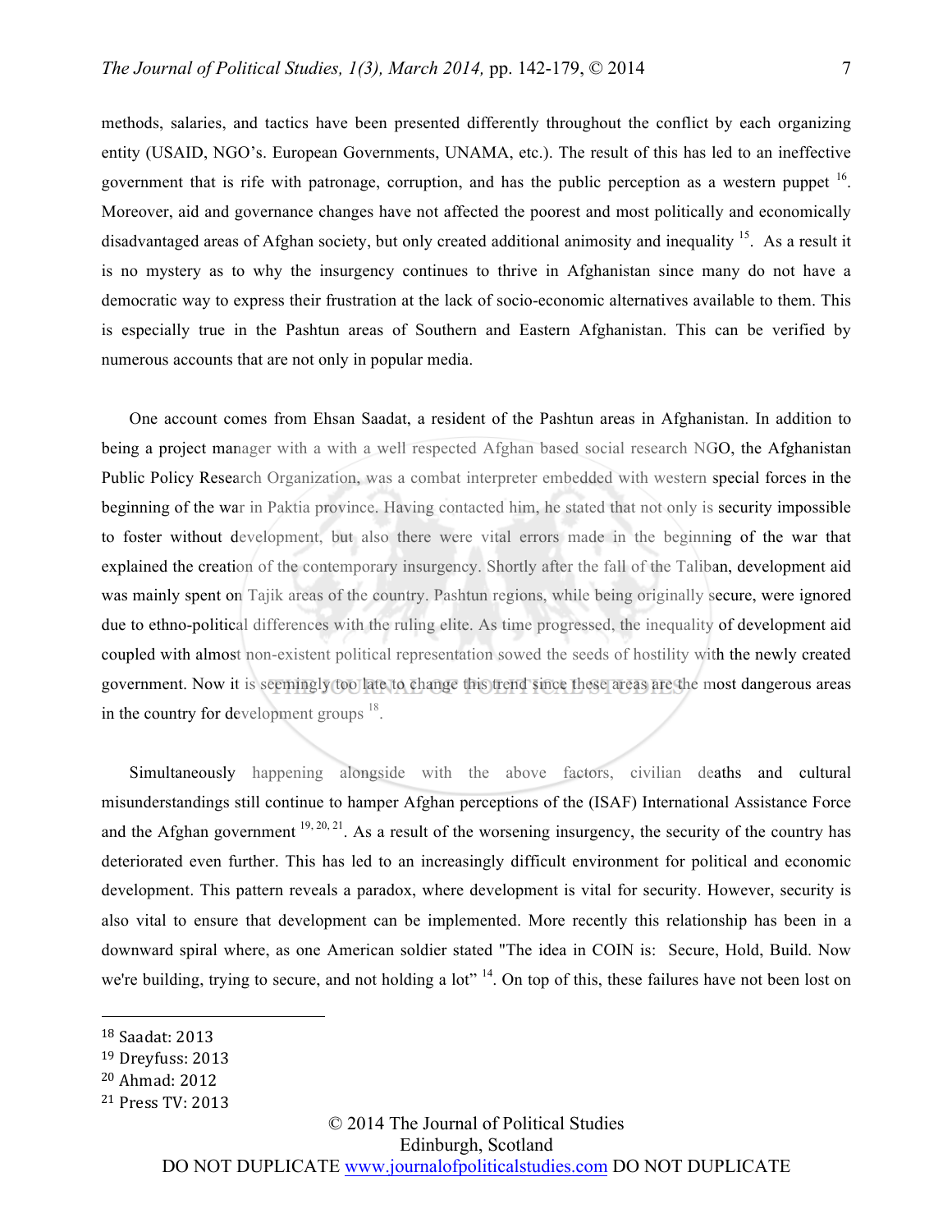methods, salaries, and tactics have been presented differently throughout the conflict by each organizing entity (USAID, NGO's. European Governments, UNAMA, etc.). The result of this has led to an ineffective government that is rife with patronage, corruption, and has the public perception as a western puppet [16]. Moreover, aid and governance changes have not affected the poorest and most politically and economically disadvantaged areas of Afghan society, but only created additional animosity and inequality [15]. As a result it is no mystery as to why the insurgency continues to thrive in Afghanistan since many do not have a democratic way to express their frustration at the lack of socio-economic alternatives available to them. This is especially true in the Pashtun areas of Southern and Eastern Afghanistan. This can be verified by numerous accounts that are not only in popular media.

One account comes from Ehsan Saadat, a resident of the Pashtun areas in Afghanistan. In addition to being a project manager with a with a well respected Afghan based social research NGO, the Afghanistan Public Policy Research Organization, was a combat interpreter embedded with western special forces in the beginning of the war in Paktia province. Having contacted him, he stated that not only is security impossible to foster without development, but also there were vital errors made in the beginning of the war that explained the creation of the contemporary insurgency. Shortly after the fall of the Taliban, development aid was mainly spent on Tajik areas of the country. Pashtun regions, while being originally secure, were ignored due to ethno-political differences with the ruling elite. As time progressed, the inequality of development aid coupled with almost non-existent political representation sowed the seeds of hostility with the newly created government. Now it is seemingly too late to change this trend since these areas are the most dangerous areas in the country for development groups [18].

Simultaneously happening alongside with the above factors, civilian deaths and cultural misunderstandings still continue to hamper Afghan perceptions of the (ISAF) International Assistance Force and the Afghan government [19, 20, 21]. As a result of the worsening insurgency, the security of the country has deteriorated even further. This has led to an increasingly difficult environment for political and economic development. This pattern reveals a paradox, where development is vital for security. However, security is also vital to ensure that development can be implemented. More recently this relationship has been in a downward spiral where, as one American soldier stated "The idea in COIN is: Secure, Hold, Build. Now we're building, trying to secure, and not holding a lot" [14]. On top of this, these failures have not been lost on

---

[18] Saadat: 2013

[19] Dreyfuss: 2013

[20] Ahmad: 2012

[21] Press TV: 2013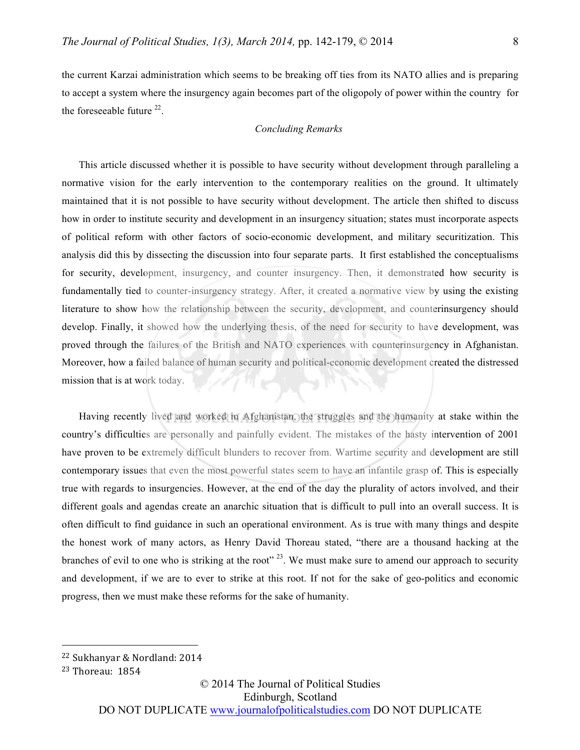the current Karzai administration which seems to be breaking off ties from its NATO allies and is preparing to accept a system where the insurgency again becomes part of the oligopoly of power within the country for the foreseeable future [22].

*Concluding Remarks*

This article discussed whether it is possible to have security without development through paralleling a normative vision for the early intervention to the contemporary realities on the ground. It ultimately maintained that it is not possible to have security without development. The article then shifted to discuss how in order to institute security and development in an insurgency situation; states must incorporate aspects of political reform with other factors of socio-economic development, and military securitization. This analysis did this by dissecting the discussion into four separate parts. It first established the conceptualisms for security, development, insurgency, and counter insurgency. Then, it demonstrated how security is fundamentally tied to counter-insurgency strategy. After, it created a normative view by using the existing literature to show how the relationship between the security, development, and counterinsurgency should develop. Finally, it showed how the underlying thesis, of the need for security to have development, was proved through the failures of the British and NATO experiences with counterinsurgency in Afghanistan. Moreover, how a failed balance of human security and political-economic development created the distressed mission that is at work today.

Having recently lived and worked in Afghanistan, the struggles and the humanity at stake within the country's difficulties are personally and painfully evident. The mistakes of the hasty intervention of 2001 have proven to be extremely difficult blunders to recover from. Wartime security and development are still contemporary issues that even the most powerful states seem to have an infantile grasp of. This is especially true with regards to insurgencies. However, at the end of the day the plurality of actors involved, and their different goals and agendas create an anarchic situation that is difficult to pull into an overall success. It is often difficult to find guidance in such an operational environment. As is true with many things and despite the honest work of many actors, as Henry David Thoreau stated, "there are a thousand hacking at the branches of evil to one who is striking at the root" [23]. We must make sure to amend our approach to security and development, if we are to ever to strike at this root. If not for the sake of geo-politics and economic progress, then we must make these reforms for the sake of humanity.

---

[22] Sukhanyar & Nordland: 2014

[23] Thoreau: 1854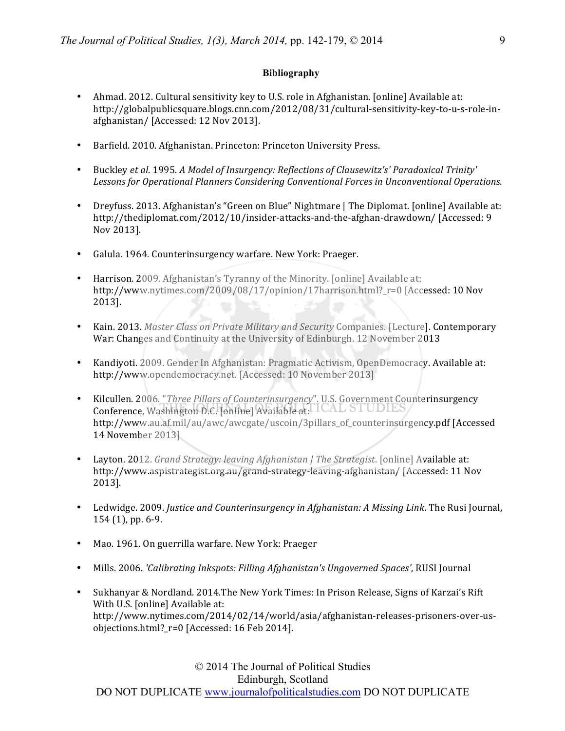**Bibliography**

- Ahmad. 2012. Cultural sensitivity key to U.S. role in Afghanistan. [online] Available at: http://globalpublicsquare.blogs.cnn.com/2012/08/31/cultural-sensitivity-key-to-u-s-role-in-afghanistan/ [Accessed: 12 Nov 2013].

- Barfield. 2010. Afghanistan. Princeton: Princeton University Press.

- Buckley *et al*. 1995. *A Model of Insurgency: Reflections of Clausewitz's' Paradoxical Trinity' Lessons for Operational Planners Considering Conventional Forces in Unconventional Operations.*

- Dreyfuss. 2013. Afghanistan's "Green on Blue" Nightmare | The Diplomat. [online] Available at: http://thediplomat.com/2012/10/insider-attacks-and-the-afghan-drawdown/ [Accessed: 9 Nov 2013].

- Galula. 1964. Counterinsurgency warfare. New York: Praeger.

- Harrison. 2009. Afghanistan's Tyranny of the Minority. [online] Available at: http://www.nytimes.com/2009/08/17/opinion/17harrison.html?_r=0 [Accessed: 10 Nov 2013].

- Kain. 2013. *Master Class on Private Military and Security* Companies. [Lecture]. Contemporary War: Changes and Continuity at the University of Edinburgh. 12 November 2013

- Kandiyoti. 2009. Gender In Afghanistan: Pragmatic Activism, OpenDemocracy. Available at: http://www.opendemocracy.net. [Accessed: 10 November 2013]

- Kilcullen. 2006. "*Three Pillars of Counterinsurgency*". U.S. Government Counterinsurgency Conference, Washington D.C. [online] Available at: http://www.au.af.mil/au/awc/awcgate/uscoin/3pillars_of_counterinsurgency.pdf [Accessed 14 November 2013]

- Layton. 2012. *Grand Strategy: leaving Afghanistan | The Strategist.* [online] Available at: http://www.aspistrategist.org.au/grand-strategy-leaving-afghanistan/ [Accessed: 11 Nov 2013].

- Ledwidge. 2009. *Justice and Counterinsurgency in Afghanistan: A Missing Link.* The Rusi Journal, 154 (1), pp. 6-9.

- Mao. 1961. On guerrilla warfare. New York: Praeger

- Mills. 2006. *'Calibrating Inkspots: Filling Afghanistan's Ungoverned Spaces'*, RUSI Journal

- Sukhanyar & Nordland. 2014.The New York Times: In Prison Release, Signs of Karzai's Rift With U.S. [online] Available at: http://www.nytimes.com/2014/02/14/world/asia/afghanistan-releases-prisoners-over-us-objections.html?_r=0 [Accessed: 16 Feb 2014].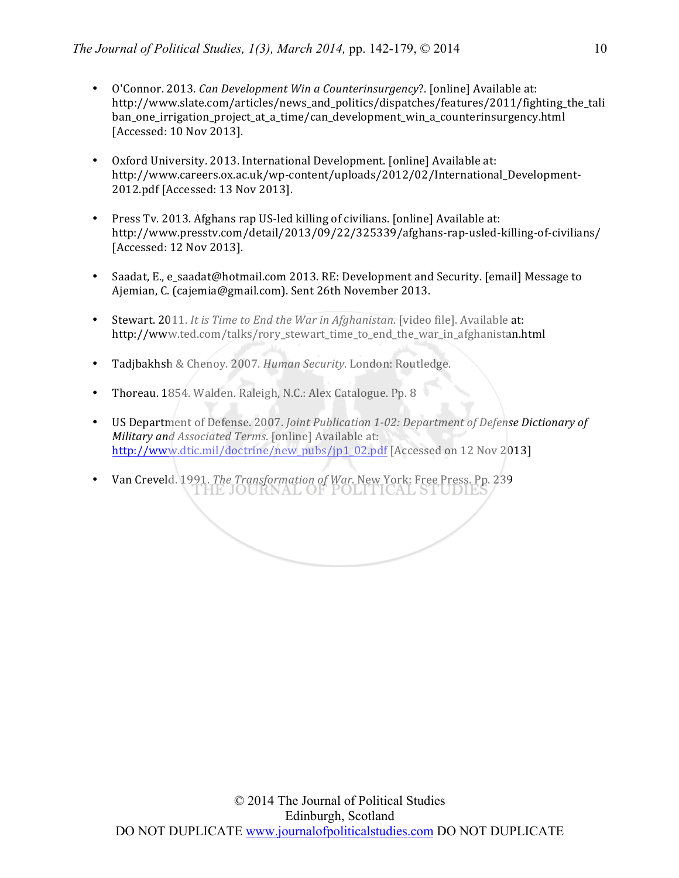- O'Connor. 2013. *Can Development Win a Counterinsurgency*?. [online] Available at: http://www.slate.com/articles/news_and_politics/dispatches/features/2011/fighting_the_taliban_one_irrigation_project_at_a_time/can_development_win_a_counterinsurgency.html [Accessed: 10 Nov 2013].

- Oxford University. 2013. International Development. [online] Available at: http://www.careers.ox.ac.uk/wp-content/uploads/2012/02/International_Development-2012.pdf [Accessed: 13 Nov 2013].

- Press Tv. 2013. Afghans rap US-led killing of civilians. [online] Available at: http://www.presstv.com/detail/2013/09/22/325339/afghans-rap-usled-killing-of-civilians/ [Accessed: 12 Nov 2013].

- Saadat, E., e_saadat@hotmail.com 2013. RE: Development and Security. [email] Message to Ajemian, C. (cajemia@gmail.com). Sent 26th November 2013.

- Stewart. 2011. *It is Time to End the War in Afghanistan*. [video file]. Available at: http://www.ted.com/talks/rory_stewart_time_to_end_the_war_in_afghanistan.html

- Tadjbakhsh & Chenoy. 2007. *Human Security*. London: Routledge.

- Thoreau. 1854. Walden. Raleigh, N.C.: Alex Catalogue. Pp. 8

- US Department of Defense. 2007. *Joint Publication 1-02: Department of Defense Dictionary of Military and Associated Terms*. [online] Available at: http://www.dtic.mil/doctrine/new_pubs/jp1_02.pdf [Accessed on 12 Nov 2013]

- Van Creveld. 1991. *The Transformation of War*. New York: Free Press. Pp. 239